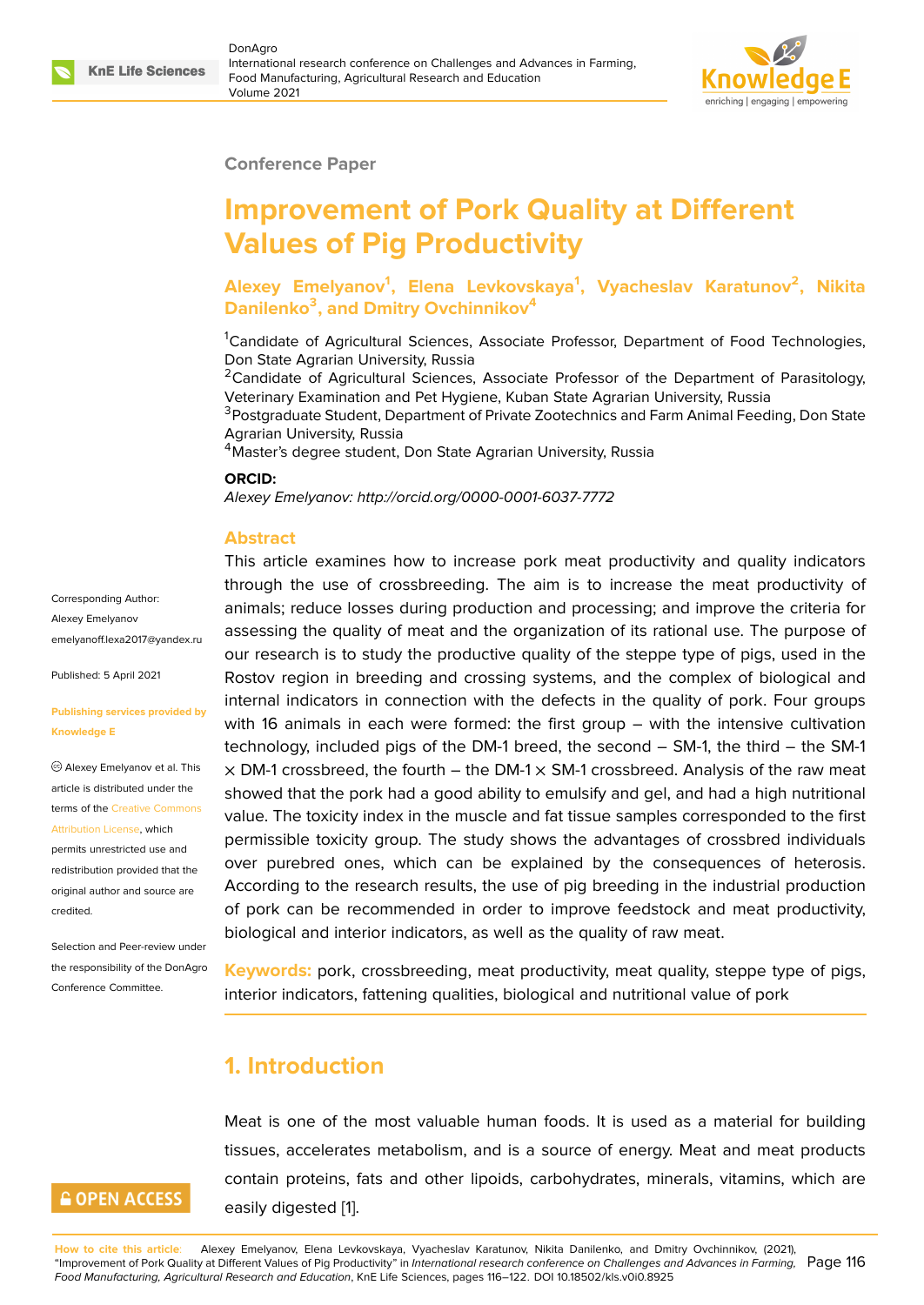Conference Paper

# Improvement of Pork Quality at Different Values of Pig Productivity

**Alexey Emelyanov[1], Elena Levkovskaya[1], Vyacheslav Karatunov[2], Nikita Danilenko[3], and Dmitry Ovchinnikov[4]**

[1]Candidate of Agricultural Sciences, Associate Professor, Department of Food Technologies, Don State Agrarian University, Russia
[2]Candidate of Agricultural Sciences, Associate Professor of the Department of Parasitology, Veterinary Examination and Pet Hygiene, Kuban State Agrarian University, Russia
[3]Postgraduate Student, Department of Private Zootechnics and Farm Animal Feeding, Don State Agrarian University, Russia
[4]Master's degree student, Don State Agrarian University, Russia

**ORCID:**
*Alexey Emelyanov: http://orcid.org/0000-0001-6037-7772*

Corresponding Author:
Alexey Emelyanov
emelyanoff.lexa2017@yandex.ru

Published: 5 April 2021

Publishing services provided by Knowledge E

© Alexey Emelyanov et al. This article is distributed under the terms of the Creative Commons Attribution License, which permits unrestricted use and redistribution provided that the original author and source are credited.

Selection and Peer-review under the responsibility of the DonAgro Conference Committee.

## Abstract

This article examines how to increase pork meat productivity and quality indicators through the use of crossbreeding. The aim is to increase the meat productivity of animals; reduce losses during production and processing; and improve the criteria for assessing the quality of meat and the organization of its rational use. The purpose of our research is to study the productive quality of the steppe type of pigs, used in the Rostov region in breeding and crossing systems, and the complex of biological and internal indicators in connection with the defects in the quality of pork. Four groups with 16 animals in each were formed: the first group – with the intensive cultivation technology, included pigs of the DM-1 breed, the second – SM-1, the third – the SM-1 × DM-1 crossbreed, the fourth – the DM-1 × SM-1 crossbreed. Analysis of the raw meat showed that the pork had a good ability to emulsify and gel, and had a high nutritional value. The toxicity index in the muscle and fat tissue samples corresponded to the first permissible toxicity group. The study shows the advantages of crossbred individuals over purebred ones, which can be explained by the consequences of heterosis. According to the research results, the use of pig breeding in the industrial production of pork can be recommended in order to improve feedstock and meat productivity, biological and interior indicators, as well as the quality of raw meat.

**Keywords:** pork, crossbreeding, meat productivity, meat quality, steppe type of pigs, interior indicators, fattening qualities, biological and nutritional value of pork

## 1. Introduction

Meat is one of the most valuable human foods. It is used as a material for building tissues, accelerates metabolism, and is a source of energy. Meat and meat products contain proteins, fats and other lipoids, carbohydrates, minerals, vitamins, which are easily digested [1].

**How to cite this article**: Alexey Emelyanov, Elena Levkovskaya, Vyacheslav Karatunov, Nikita Danilenko, and Dmitry Ovchinnikov, (2021), "Improvement of Pork Quality at Different Values of Pig Productivity" in *International research conference on Challenges and Advances in Farming, Food Manufacturing, Agricultural Research and Education*, KnE Life Sciences, pages 116–122. DOI 10.18502/kls.v0i0.8925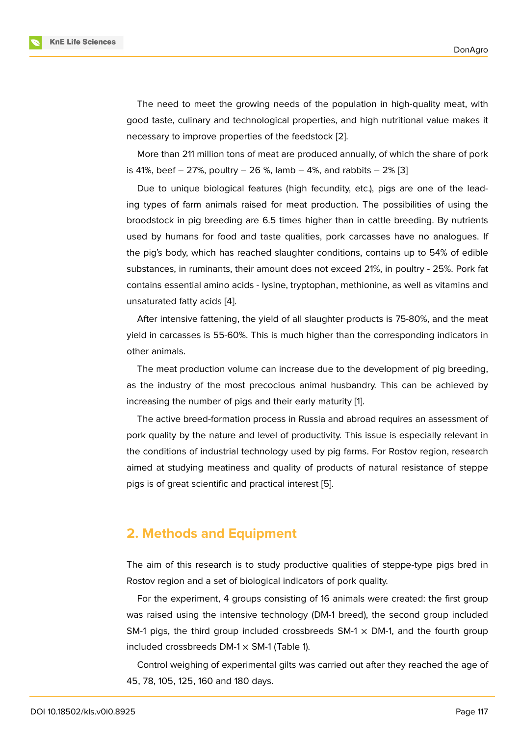The need to meet the growing needs of the population in high-quality meat, with good taste, culinary and technological properties, and high nutritional value makes it necessary to improve properties of the feedstock [2].

More than 211 million tons of meat are produced annually, of which the share of pork is 41%, beef – 27%, poultry – 26 %, lamb – 4%, and rabbits – 2% [3]

Due to unique biological features (high fecundity, etc.), pigs are one of the leading types of farm animals raised for meat production. The possibilities of using the broodstock in pig breeding are 6.5 times higher than in cattle breeding. By nutrients used by humans for food and taste qualities, pork carcasses have no analogues. If the pig's body, which has reached slaughter conditions, contains up to 54% of edible substances, in ruminants, their amount does not exceed 21%, in poultry - 25%. Pork fat contains essential amino acids - lysine, tryptophan, methionine, as well as vitamins and unsaturated fatty acids [4].

After intensive fattening, the yield of all slaughter products is 75-80%, and the meat yield in carcasses is 55-60%. This is much higher than the corresponding indicators in other animals.

The meat production volume can increase due to the development of pig breeding, as the industry of the most precocious animal husbandry. This can be achieved by increasing the number of pigs and their early maturity [1].

The active breed-formation process in Russia and abroad requires an assessment of pork quality by the nature and level of productivity. This issue is especially relevant in the conditions of industrial technology used by pig farms. For Rostov region, research aimed at studying meatiness and quality of products of natural resistance of steppe pigs is of great scientific and practical interest [5].

## 2. Methods and Equipment

The aim of this research is to study productive qualities of steppe-type pigs bred in Rostov region and a set of biological indicators of pork quality.

For the experiment, 4 groups consisting of 16 animals were created: the first group was raised using the intensive technology (DM-1 breed), the second group included SM-1 pigs, the third group included crossbreeds SM-1 × DM-1, and the fourth group included crossbreeds DM-1 × SM-1 (Table 1).

Control weighing of experimental gilts was carried out after they reached the age of 45, 78, 105, 125, 160 and 180 days.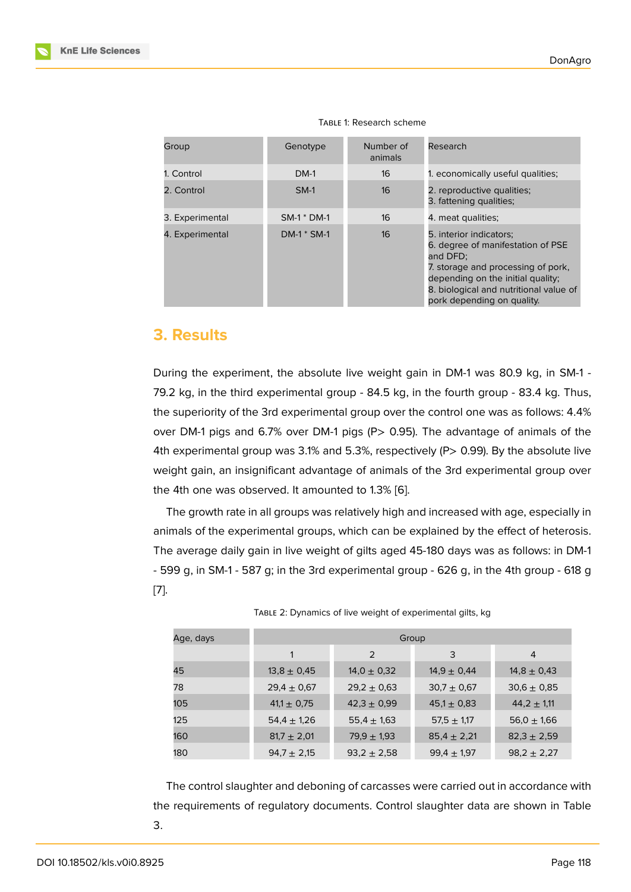Table 1: Research scheme

| Group | Genotype | Number of animals | Research |
|---|---|---|---|
| 1. Control | DM-1 | 16 | 1. economically useful qualities; |
| 2. Control | SM-1 | 16 | 2. reproductive qualities;<br>3. fattening qualities; |
| 3. Experimental | SM-1 * DM-1 | 16 | 4. meat qualities; |
| 4. Experimental | DM-1 * SM-1 | 16 | 5. interior indicators;<br>6. degree of manifestation of PSE and DFD;<br>7. storage and processing of pork, depending on the initial quality;<br>8. biological and nutritional value of pork depending on quality. |

## 3. Results

During the experiment, the absolute live weight gain in DM-1 was 80.9 kg, in SM-1 - 79.2 kg, in the third experimental group - 84.5 kg, in the fourth group - 83.4 kg. Thus, the superiority of the 3rd experimental group over the control one was as follows: 4.4% over DM-1 pigs and 6.7% over DM-1 pigs (P> 0.95). The advantage of animals of the 4th experimental group was 3.1% and 5.3%, respectively (P> 0.99). By the absolute live weight gain, an insignificant advantage of animals of the 3rd experimental group over the 4th one was observed. It amounted to 1.3% [6].

The growth rate in all groups was relatively high and increased with age, especially in animals of the experimental groups, which can be explained by the effect of heterosis. The average daily gain in live weight of gilts aged 45-180 days was as follows: in DM-1 - 599 g, in SM-1 - 587 g; in the 3rd experimental group - 626 g, in the 4th group - 618 g [7].

Table 2: Dynamics of live weight of experimental gilts, kg

| Age, days | Group | | | |
|---|---|---|---|---|
| | 1 | 2 | 3 | 4 |
| 45 | 13,8 ± 0,45 | 14,0 ± 0,32 | 14,9 ± 0,44 | 14,8 ± 0,43 |
| 78 | 29,4 ± 0,67 | 29,2 ± 0,63 | 30,7 ± 0,67 | 30,6 ± 0,85 |
| 105 | 41,1 ± 0,75 | 42,3 ± 0,99 | 45,1 ± 0,83 | 44,2 ± 1,11 |
| 125 | 54,4 ± 1,26 | 55,4 ± 1,63 | 57,5 ± 1,17 | 56,0 ± 1,66 |
| 160 | 81,7 ± 2,01 | 79,9 ± 1,93 | 85,4 ± 2,21 | 82,3 ± 2,59 |
| 180 | 94,7 ± 2,15 | 93,2 ± 2,58 | 99,4 ± 1,97 | 98,2 ± 2,27 |

The control slaughter and deboning of carcasses were carried out in accordance with the requirements of regulatory documents. Control slaughter data are shown in Table 3.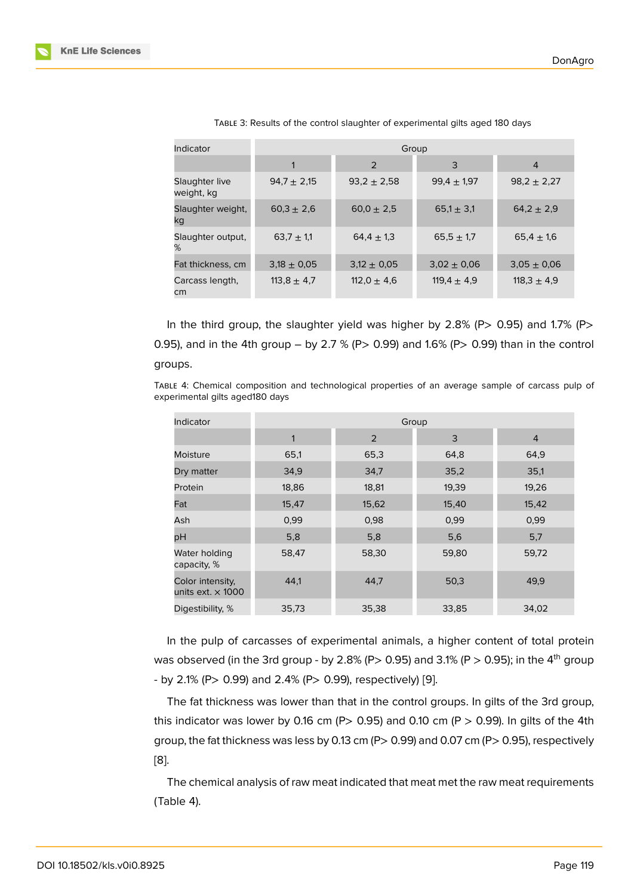Table 3: Results of the control slaughter of experimental gilts aged 180 days

| Indicator | Group | | | |
|---|---|---|---|---|
| | 1 | 2 | 3 | 4 |
| Slaughter live weight, kg | 94,7 ± 2,15 | 93,2 ± 2,58 | 99,4 ± 1,97 | 98,2 ± 2,27 |
| Slaughter weight, kg | 60,3 ± 2,6 | 60,0 ± 2,5 | 65,1 ± 3,1 | 64,2 ± 2,9 |
| Slaughter output, % | 63,7 ± 1,1 | 64,4 ± 1,3 | 65,5 ± 1,7 | 65,4 ± 1,6 |
| Fat thickness, cm | 3,18 ± 0,05 | 3,12 ± 0,05 | 3,02 ± 0,06 | 3,05 ± 0,06 |
| Carcass length, cm | 113,8 ± 4,7 | 112,0 ± 4,6 | 119,4 ± 4,9 | 118,3 ± 4,9 |

In the third group, the slaughter yield was higher by 2.8% (P> 0.95) and 1.7% (P> 0.95), and in the 4th group – by 2.7 % (P> 0.99) and 1.6% (P> 0.99) than in the control groups.

Table 4: Chemical composition and technological properties of an average sample of carcass pulp of experimental gilts aged180 days

| Indicator | Group | | | |
|---|---|---|---|---|
| | 1 | 2 | 3 | 4 |
| Moisture | 65,1 | 65,3 | 64,8 | 64,9 |
| Dry matter | 34,9 | 34,7 | 35,2 | 35,1 |
| Protein | 18,86 | 18,81 | 19,39 | 19,26 |
| Fat | 15,47 | 15,62 | 15,40 | 15,42 |
| Ash | 0,99 | 0,98 | 0,99 | 0,99 |
| pH | 5,8 | 5,8 | 5,6 | 5,7 |
| Water holding capacity, % | 58,47 | 58,30 | 59,80 | 59,72 |
| Color intensity, units ext. × 1000 | 44,1 | 44,7 | 50,3 | 49,9 |
| Digestibility, % | 35,73 | 35,38 | 33,85 | 34,02 |

In the pulp of carcasses of experimental animals, a higher content of total protein was observed (in the 3rd group - by 2.8% (P> 0.95) and 3.1% (P > 0.95); in the 4th group - by 2.1% (P> 0.99) and 2.4% (P> 0.99), respectively) [9].

The fat thickness was lower than that in the control groups. In gilts of the 3rd group, this indicator was lower by 0.16 cm (P> 0.95) and 0.10 cm (P > 0.99). In gilts of the 4th group, the fat thickness was less by 0.13 cm (P> 0.99) and 0.07 cm (P> 0.95), respectively [8].

The chemical analysis of raw meat indicated that meat met the raw meat requirements (Table 4).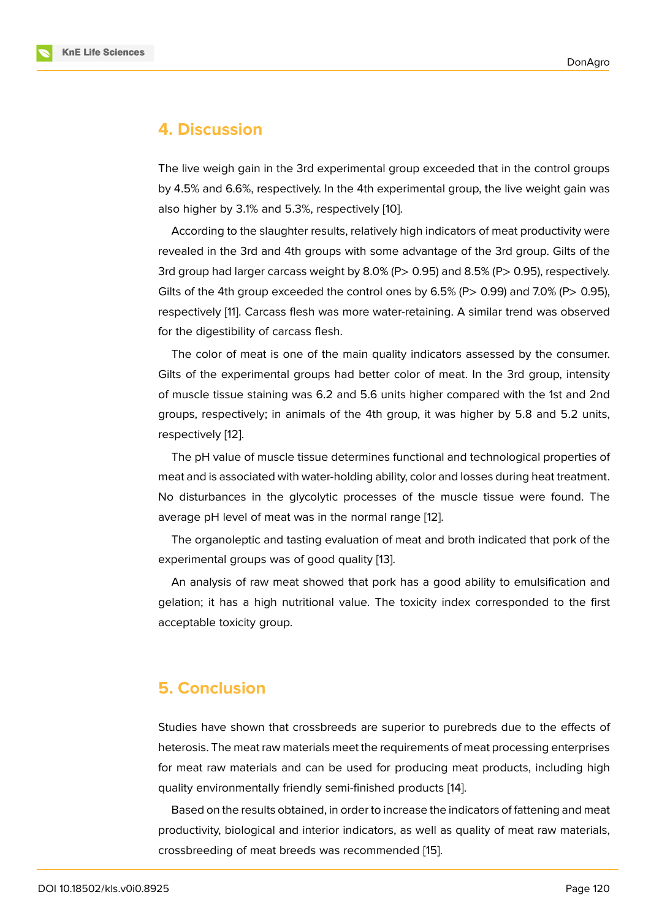## 4. Discussion

The live weigh gain in the 3rd experimental group exceeded that in the control groups by 4.5% and 6.6%, respectively. In the 4th experimental group, the live weight gain was also higher by 3.1% and 5.3%, respectively [10].

According to the slaughter results, relatively high indicators of meat productivity were revealed in the 3rd and 4th groups with some advantage of the 3rd group. Gilts of the 3rd group had larger carcass weight by 8.0% ($P > 0.95$) and 8.5% ($P > 0.95$), respectively. Gilts of the 4th group exceeded the control ones by 6.5% ($P > 0.99$) and 7.0% ($P > 0.95$), respectively [11]. Carcass flesh was more water-retaining. A similar trend was observed for the digestibility of carcass flesh.

The color of meat is one of the main quality indicators assessed by the consumer. Gilts of the experimental groups had better color of meat. In the 3rd group, intensity of muscle tissue staining was 6.2 and 5.6 units higher compared with the 1st and 2nd groups, respectively; in animals of the 4th group, it was higher by 5.8 and 5.2 units, respectively [12].

The pH value of muscle tissue determines functional and technological properties of meat and is associated with water-holding ability, color and losses during heat treatment. No disturbances in the glycolytic processes of the muscle tissue were found. The average pH level of meat was in the normal range [12].

The organoleptic and tasting evaluation of meat and broth indicated that pork of the experimental groups was of good quality [13].

An analysis of raw meat showed that pork has a good ability to emulsification and gelation; it has a high nutritional value. The toxicity index corresponded to the first acceptable toxicity group.

## 5. Conclusion

Studies have shown that crossbreeds are superior to purebreds due to the effects of heterosis. The meat raw materials meet the requirements of meat processing enterprises for meat raw materials and can be used for producing meat products, including high quality environmentally friendly semi-finished products [14].

Based on the results obtained, in order to increase the indicators of fattening and meat productivity, biological and interior indicators, as well as quality of meat raw materials, crossbreeding of meat breeds was recommended [15].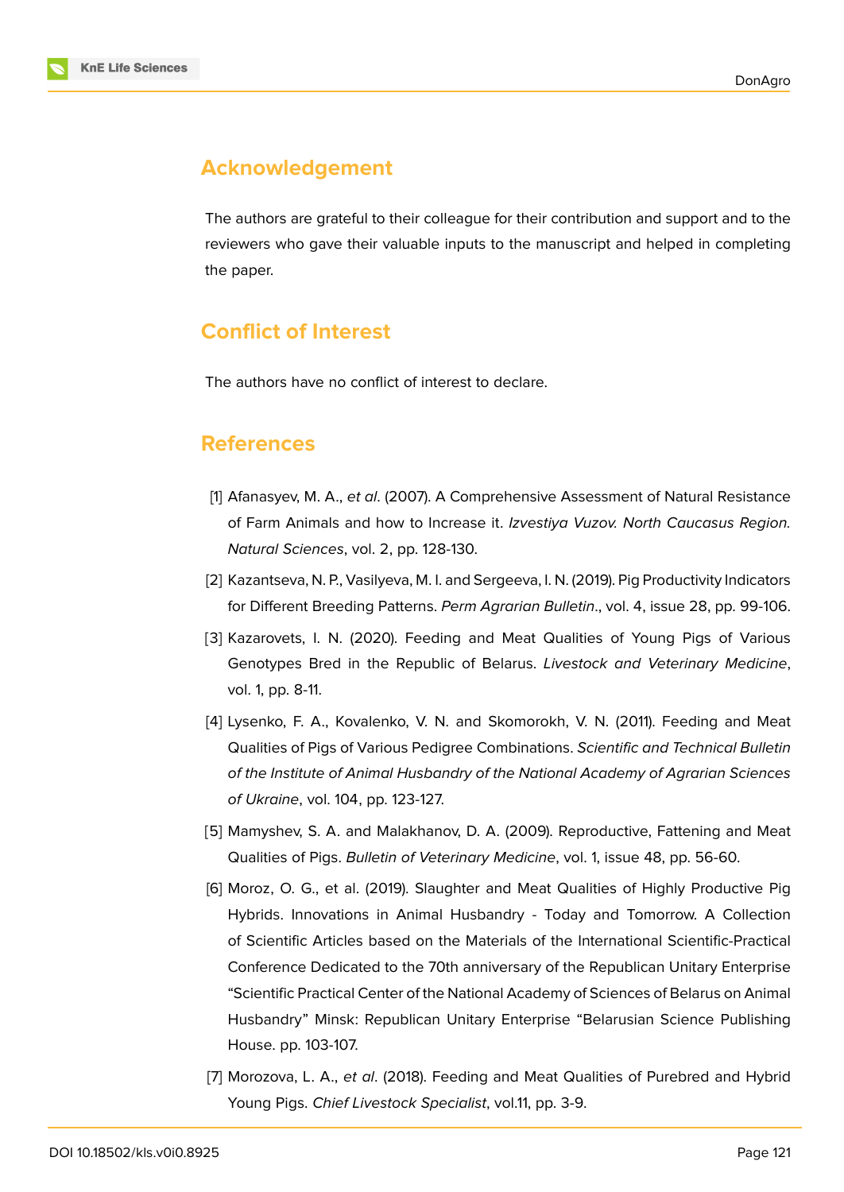## Acknowledgement

The authors are grateful to their colleague for their contribution and support and to the reviewers who gave their valuable inputs to the manuscript and helped in completing the paper.

## Conflict of Interest

The authors have no conflict of interest to declare.

## References

[1] Afanasyev, M. A., *et al*. (2007). A Comprehensive Assessment of Natural Resistance of Farm Animals and how to Increase it. *Izvestiya Vuzov. North Caucasus Region. Natural Sciences*, vol. 2, pp. 128-130.

[2] Kazantseva, N. P., Vasilyeva, M. I. and Sergeeva, I. N. (2019). Pig Productivity Indicators for Different Breeding Patterns. *Perm Agrarian Bulletin*., vol. 4, issue 28, pp. 99-106.

[3] Kazarovets, I. N. (2020). Feeding and Meat Qualities of Young Pigs of Various Genotypes Bred in the Republic of Belarus. *Livestock and Veterinary Medicine*, vol. 1, pp. 8-11.

[4] Lysenko, F. A., Kovalenko, V. N. and Skomorokh, V. N. (2011). Feeding and Meat Qualities of Pigs of Various Pedigree Combinations. *Scientific and Technical Bulletin of the Institute of Animal Husbandry of the National Academy of Agrarian Sciences of Ukraine*, vol. 104, pp. 123-127.

[5] Mamyshev, S. A. and Malakhanov, D. A. (2009). Reproductive, Fattening and Meat Qualities of Pigs. *Bulletin of Veterinary Medicine*, vol. 1, issue 48, pp. 56-60.

[6] Moroz, O. G., et al. (2019). Slaughter and Meat Qualities of Highly Productive Pig Hybrids. Innovations in Animal Husbandry - Today and Tomorrow. A Collection of Scientific Articles based on the Materials of the International Scientific-Practical Conference Dedicated to the 70th anniversary of the Republican Unitary Enterprise “Scientific Practical Center of the National Academy of Sciences of Belarus on Animal Husbandry” Minsk: Republican Unitary Enterprise “Belarusian Science Publishing House. pp. 103-107.

[7] Morozova, L. A., *et al*. (2018). Feeding and Meat Qualities of Purebred and Hybrid Young Pigs. *Chief Livestock Specialist*, vol.11, pp. 3-9.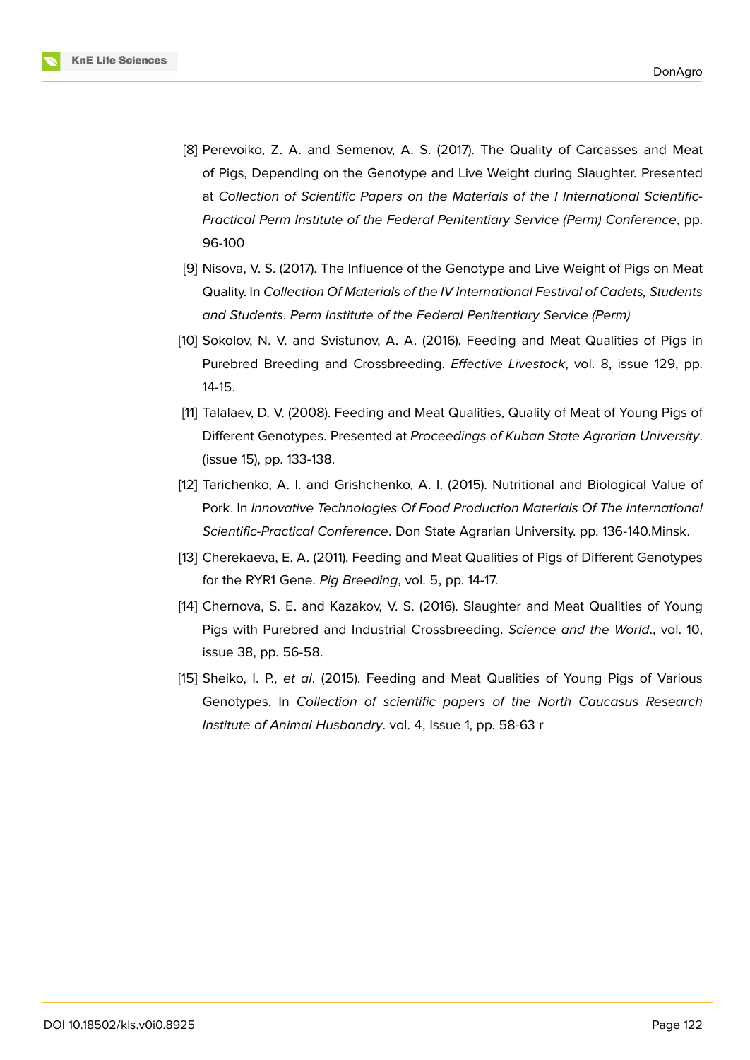[8] Perevoiko, Z. A. and Semenov, A. S. (2017). The Quality of Carcasses and Meat of Pigs, Depending on the Genotype and Live Weight during Slaughter. Presented at *Collection of Scientific Papers on the Materials of the I International Scientific-Practical Perm Institute of the Federal Penitentiary Service (Perm) Conference*, pp. 96-100

[9] Nisova, V. S. (2017). The Influence of the Genotype and Live Weight of Pigs on Meat Quality. In *Collection Of Materials of the IV International Festival of Cadets, Students and Students*. *Perm Institute of the Federal Penitentiary Service (Perm)*

[10] Sokolov, N. V. and Svistunov, A. A. (2016). Feeding and Meat Qualities of Pigs in Purebred Breeding and Crossbreeding. *Effective Livestock*, vol. 8, issue 129, pp. 14-15.

[11] Talalaev, D. V. (2008). Feeding and Meat Qualities, Quality of Meat of Young Pigs of Different Genotypes. Presented at *Proceedings of Kuban State Agrarian University*. (issue 15), pp. 133-138.

[12] Tarichenko, A. I. and Grishchenko, A. I. (2015). Nutritional and Biological Value of Pork. In *Innovative Technologies Of Food Production Materials Of The International Scientific-Practical Conference*. Don State Agrarian University. pp. 136-140.Minsk.

[13] Cherekaeva, E. A. (2011). Feeding and Meat Qualities of Pigs of Different Genotypes for the RYR1 Gene. *Pig Breeding*, vol. 5, pp. 14-17.

[14] Chernova, S. E. and Kazakov, V. S. (2016). Slaughter and Meat Qualities of Young Pigs with Purebred and Industrial Crossbreeding. *Science and the World*., vol. 10, issue 38, pp. 56-58.

[15] Sheiko, I. P., *et al*. (2015). Feeding and Meat Qualities of Young Pigs of Various Genotypes. In *Collection of scientific papers of the North Caucasus Research Institute of Animal Husbandry*. vol. 4, Issue 1, pp. 58-63 r